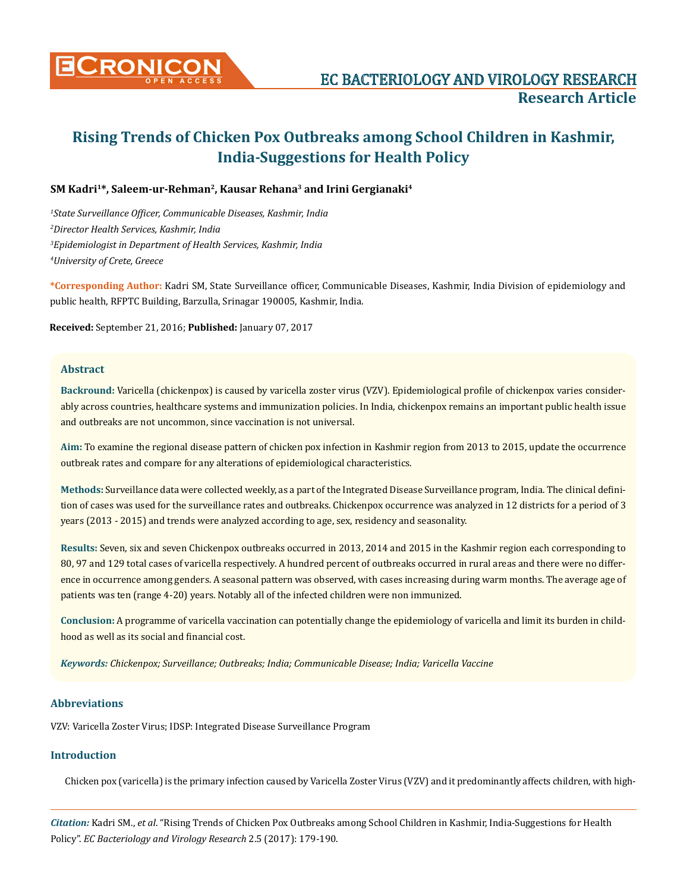EC BACTERIOLOGY AND VIROLOGY RESEARCH

**Research Article**

# Rising Trends of Chicken Pox Outbreaks among School Children in Kashmir, India-Suggestions for Health Policy

**SM Kadri[1]\*, Saleem-ur-Rehman[2], Kausar Rehana[3] and Irini Gergianaki[4]**

*[1]State Surveillance Officer, Communicable Diseases, Kashmir, India*
*[2]Director Health Services, Kashmir, India*
*[3]Epidemiologist in Department of Health Services, Kashmir, India*
*[4]University of Crete, Greece*

**\*Corresponding Author:** Kadri SM, State Surveillance officer, Communicable Diseases, Kashmir, India Division of epidemiology and public health, RFPTC Building, Barzulla, Srinagar 190005, Kashmir, India.

**Received:** September 21, 2016; **Published:** January 07, 2017

## Abstract

**Backround:** Varicella (chickenpox) is caused by varicella zoster virus (VZV). Epidemiological profile of chickenpox varies considerably across countries, healthcare systems and immunization policies. In India, chickenpox remains an important public health issue and outbreaks are not uncommon, since vaccination is not universal.

**Aim:** To examine the regional disease pattern of chicken pox infection in Kashmir region from 2013 to 2015, update the occurrence outbreak rates and compare for any alterations of epidemiological characteristics.

**Methods:** Surveillance data were collected weekly, as a part of the Integrated Disease Surveillance program, India. The clinical definition of cases was used for the surveillance rates and outbreaks. Chickenpox occurrence was analyzed in 12 districts for a period of 3 years (2013 - 2015) and trends were analyzed according to age, sex, residency and seasonality.

**Results:** Seven, six and seven Chickenpox outbreaks occurred in 2013, 2014 and 2015 in the Kashmir region each corresponding to 80, 97 and 129 total cases of varicella respectively. A hundred percent of outbreaks occurred in rural areas and there were no difference in occurrence among genders. A seasonal pattern was observed, with cases increasing during warm months. The average age of patients was ten (range 4-20) years. Notably all of the infected children were non immunized.

**Conclusion:** A programme of varicella vaccination can potentially change the epidemiology of varicella and limit its burden in childhood as well as its social and financial cost.

***Keywords:** Chickenpox; Surveillance; Outbreaks; India; Communicable Disease; India; Varicella Vaccine*

## Abbreviations

VZV: Varicella Zoster Virus; IDSP: Integrated Disease Surveillance Program

## Introduction

Chicken pox (varicella) is the primary infection caused by Varicella Zoster Virus (VZV) and it predominantly affects children, with high-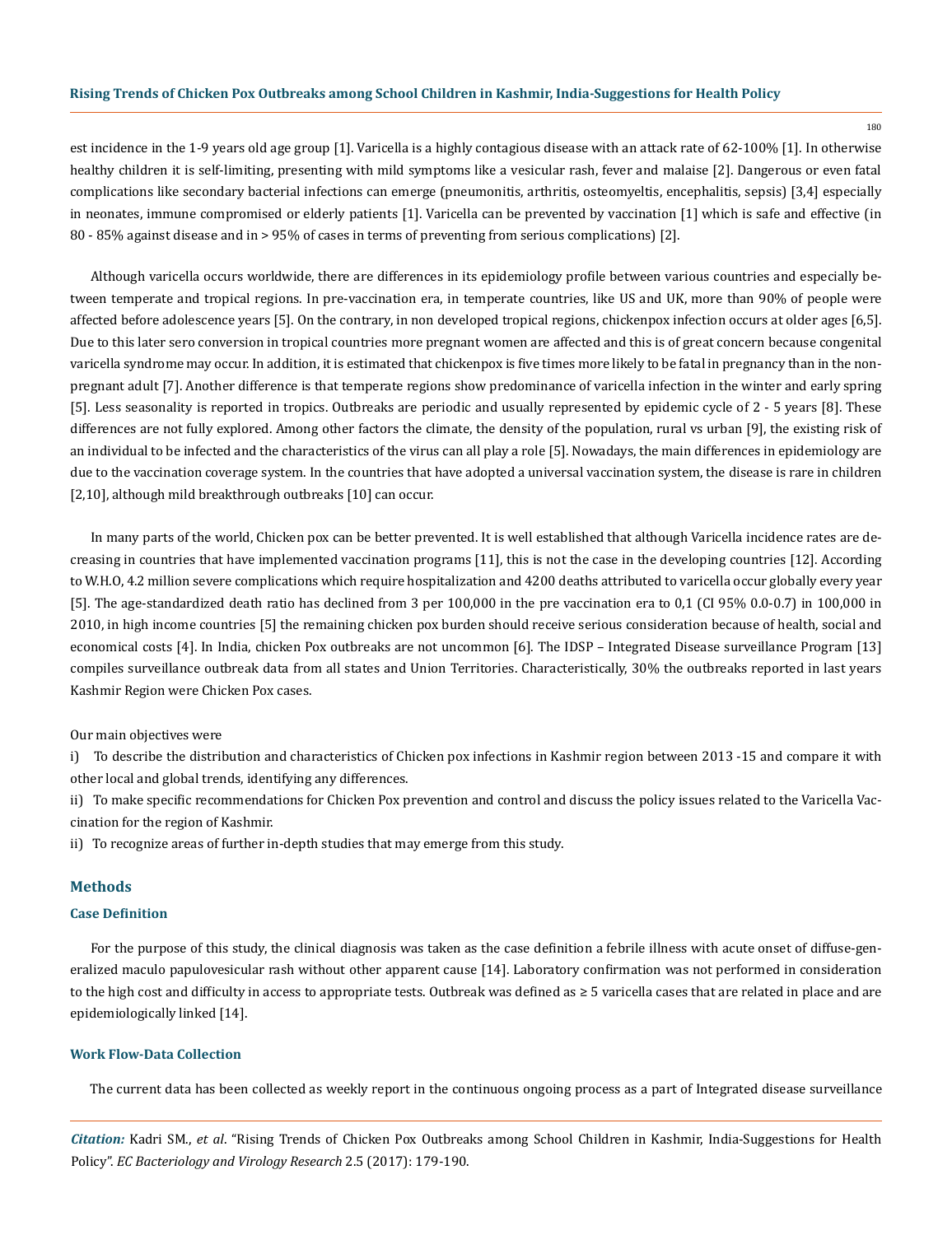est incidence in the 1-9 years old age group [1]. Varicella is a highly contagious disease with an attack rate of 62-100% [1]. In otherwise healthy children it is self-limiting, presenting with mild symptoms like a vesicular rash, fever and malaise [2]. Dangerous or even fatal complications like secondary bacterial infections can emerge (pneumonitis, arthritis, osteomyeltis, encephalitis, sepsis) [3,4] especially in neonates, immune compromised or elderly patients [1]. Varicella can be prevented by vaccination [1] which is safe and effective (in 80 - 85% against disease and in > 95% of cases in terms of preventing from serious complications) [2].

Although varicella occurs worldwide, there are differences in its epidemiology profile between various countries and especially between temperate and tropical regions. In pre-vaccination era, in temperate countries, like US and UK, more than 90% of people were affected before adolescence years [5]. On the contrary, in non developed tropical regions, chickenpox infection occurs at older ages [6,5]. Due to this later sero conversion in tropical countries more pregnant women are affected and this is of great concern because congenital varicella syndrome may occur. In addition, it is estimated that chickenpox is five times more likely to be fatal in pregnancy than in the non-pregnant adult [7]. Another difference is that temperate regions show predominance of varicella infection in the winter and early spring [5]. Less seasonality is reported in tropics. Outbreaks are periodic and usually represented by epidemic cycle of 2 - 5 years [8]. These differences are not fully explored. Among other factors the climate, the density of the population, rural vs urban [9], the existing risk of an individual to be infected and the characteristics of the virus can all play a role [5]. Nowadays, the main differences in epidemiology are due to the vaccination coverage system. In the countries that have adopted a universal vaccination system, the disease is rare in children [2,10], although mild breakthrough outbreaks [10] can occur.

In many parts of the world, Chicken pox can be better prevented. It is well established that although Varicella incidence rates are decreasing in countries that have implemented vaccination programs [11], this is not the case in the developing countries [12]. According to W.H.O, 4.2 million severe complications which require hospitalization and 4200 deaths attributed to varicella occur globally every year [5]. The age-standardized death ratio has declined from 3 per 100,000 in the pre vaccination era to 0,1 (CI 95% 0.0-0.7) in 100,000 in 2010, in high income countries [5] the remaining chicken pox burden should receive serious consideration because of health, social and economical costs [4]. In India, chicken Pox outbreaks are not uncommon [6]. The IDSP – Integrated Disease surveillance Program [13] compiles surveillance outbreak data from all states and Union Territories. Characteristically, 30% the outbreaks reported in last years Kashmir Region were Chicken Pox cases.

Our main objectives were

i) To describe the distribution and characteristics of Chicken pox infections in Kashmir region between 2013 -15 and compare it with other local and global trends, identifying any differences.

ii) To make specific recommendations for Chicken Pox prevention and control and discuss the policy issues related to the Varicella Vaccination for the region of Kashmir.

ii) To recognize areas of further in-depth studies that may emerge from this study.

## Methods

### Case Definition

For the purpose of this study, the clinical diagnosis was taken as the case definition a febrile illness with acute onset of diffuse-generalized maculo papulovesicular rash without other apparent cause [14]. Laboratory confirmation was not performed in consideration to the high cost and difficulty in access to appropriate tests. Outbreak was defined as ≥ 5 varicella cases that are related in place and are epidemiologically linked [14].

### Work Flow-Data Collection

The current data has been collected as weekly report in the continuous ongoing process as a part of Integrated disease surveillance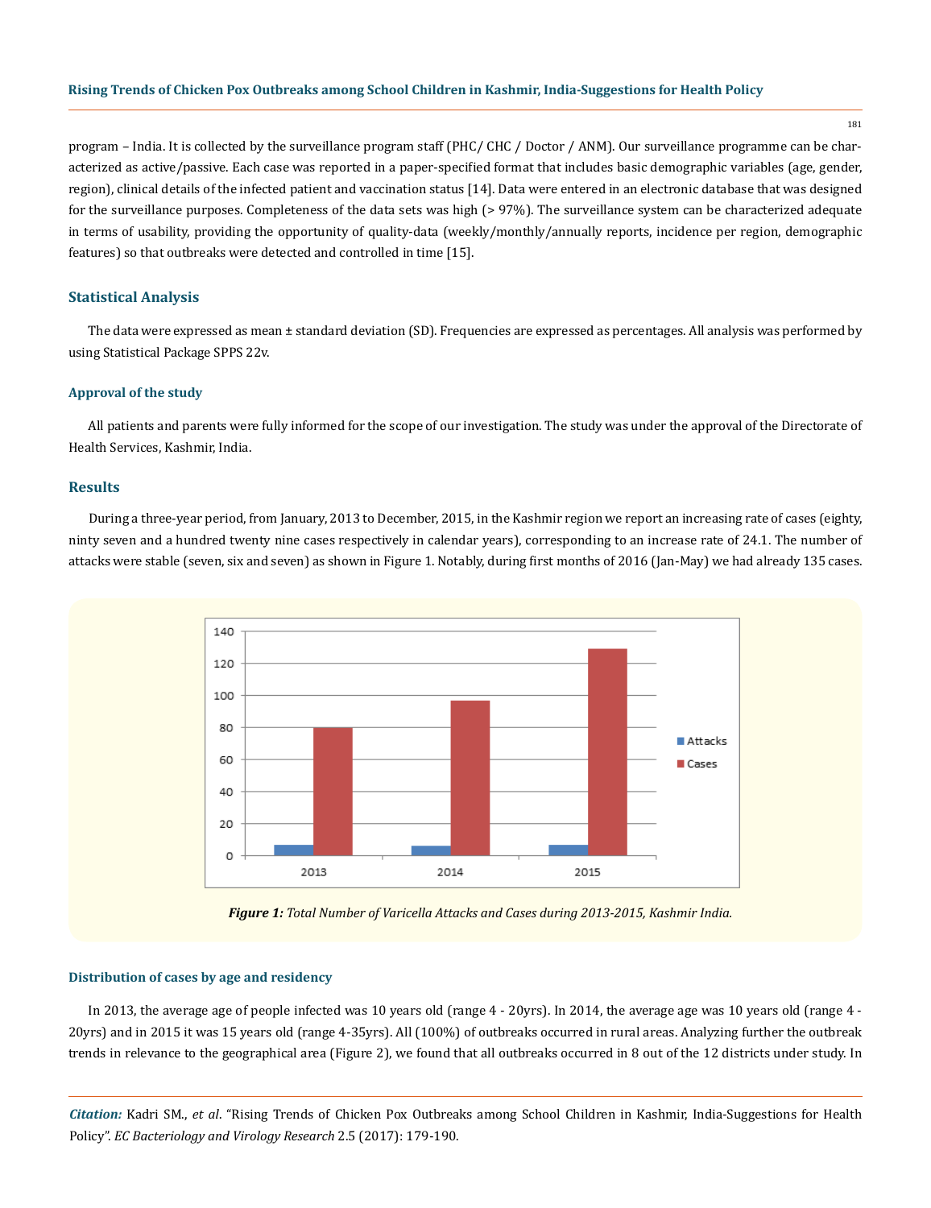program – India. It is collected by the surveillance program staff (PHC/ CHC / Doctor / ANM). Our surveillance programme can be characterized as active/passive. Each case was reported in a paper-specified format that includes basic demographic variables (age, gender, region), clinical details of the infected patient and vaccination status [14]. Data were entered in an electronic database that was designed for the surveillance purposes. Completeness of the data sets was high (> 97%). The surveillance system can be characterized adequate in terms of usability, providing the opportunity of quality-data (weekly/monthly/annually reports, incidence per region, demographic features) so that outbreaks were detected and controlled in time [15].

## Statistical Analysis

The data were expressed as mean ± standard deviation (SD). Frequencies are expressed as percentages. All analysis was performed by using Statistical Package SPPS 22v.

### Approval of the study

All patients and parents were fully informed for the scope of our investigation. The study was under the approval of the Directorate of Health Services, Kashmir, India.

## Results

During a three-year period, from January, 2013 to December, 2015, in the Kashmir region we report an increasing rate of cases (eighty, ninty seven and a hundred twenty nine cases respectively in calendar years), corresponding to an increase rate of 24.1. The number of attacks were stable (seven, six and seven) as shown in Figure 1. Notably, during first months of 2016 (Jan-May) we had already 135 cases.

***Figure 1:*** *Total Number of Varicella Attacks and Cases during 2013-2015, Kashmir India.*

### Distribution of cases by age and residency

In 2013, the average age of people infected was 10 years old (range 4 - 20yrs). In 2014, the average age was 10 years old (range 4 - 20yrs) and in 2015 it was 15 years old (range 4-35yrs). All (100%) of outbreaks occurred in rural areas. Analyzing further the outbreak trends in relevance to the geographical area (Figure 2), we found that all outbreaks occurred in 8 out of the 12 districts under study. In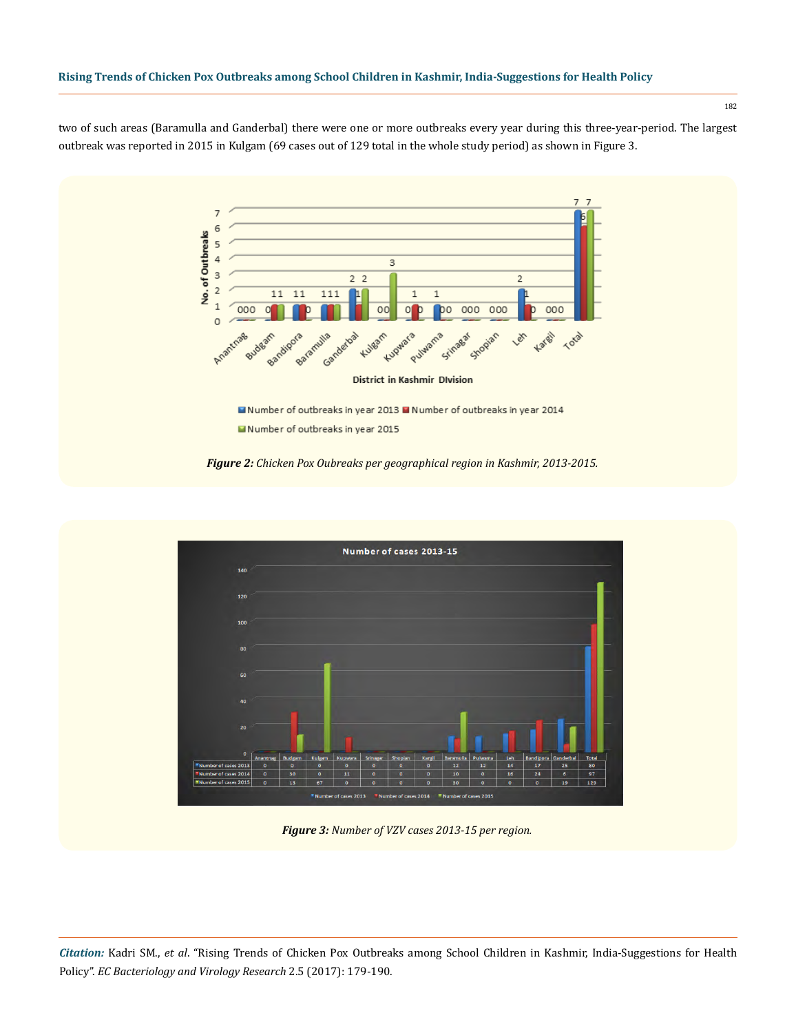two of such areas (Baramulla and Ganderbal) there were one or more outbreaks every year during this three-year-period. The largest outbreak was reported in 2015 in Kulgam (69 cases out of 129 total in the whole study period) as shown in Figure 3.

***Figure 2:*** *Chicken Pox Oubreaks per geographical region in Kashmir, 2013-2015.*

| | Anantnag | Budgam | Kulgam | Kupwara | Srinagar | Shopian | Kargil | Baramulla | Pulwama | Leh | Bandipora | Ganderbal | Total |
|---|---|---|---|---|---|---|---|---|---|---|---|---|---|
| Number of cases 2013 | 0 | 0 | 0 | 0 | 0 | 0 | 0 | 12 | 12 | 14 | 17 | 25 | 80 |
| Number of cases 2014 | 0 | 30 | 0 | 11 | 0 | 0 | 0 | 10 | 0 | 16 | 24 | 6 | 97 |
| Number of cases 2015 | 0 | 13 | 67 | 0 | 0 | 0 | 0 | 30 | 0 | 0 | 0 | 19 | 129 |

***Figure 3:*** *Number of VZV cases 2013-15 per region.*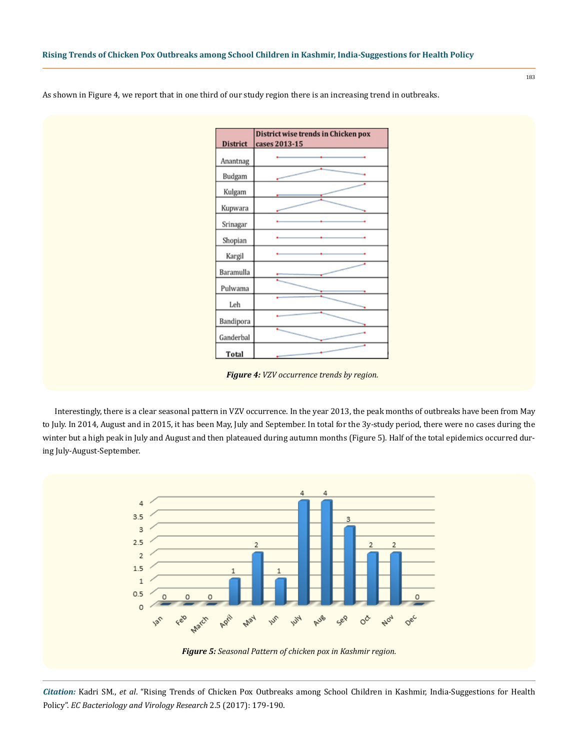As shown in Figure 4, we report that in one third of our study region there is an increasing trend in outbreaks.

| District | District wise trends in Chicken pox cases 2013-15 |
|---|---|
| Anantnag | |
| Budgam | |
| Kulgam | |
| Kupwara | |
| Srinagar | |
| Shopian | |
| Kargil | |
| Baramulla | |
| Pulwama | |
| Leh | |
| Bandipora | |
| Ganderbal | |
| **Total** | |

***Figure 4:*** *VZV occurrence trends by region.*

Interestingly, there is a clear seasonal pattern in VZV occurrence. In the year 2013, the peak months of outbreaks have been from May to July. In 2014, August and in 2015, it has been May, July and September. In total for the 3y-study period, there were no cases during the winter but a high peak in July and August and then plateaued during autumn months (Figure 5). Half of the total epidemics occurred during July-August-September.

***Figure 5:*** *Seasonal Pattern of chicken pox in Kashmir region.*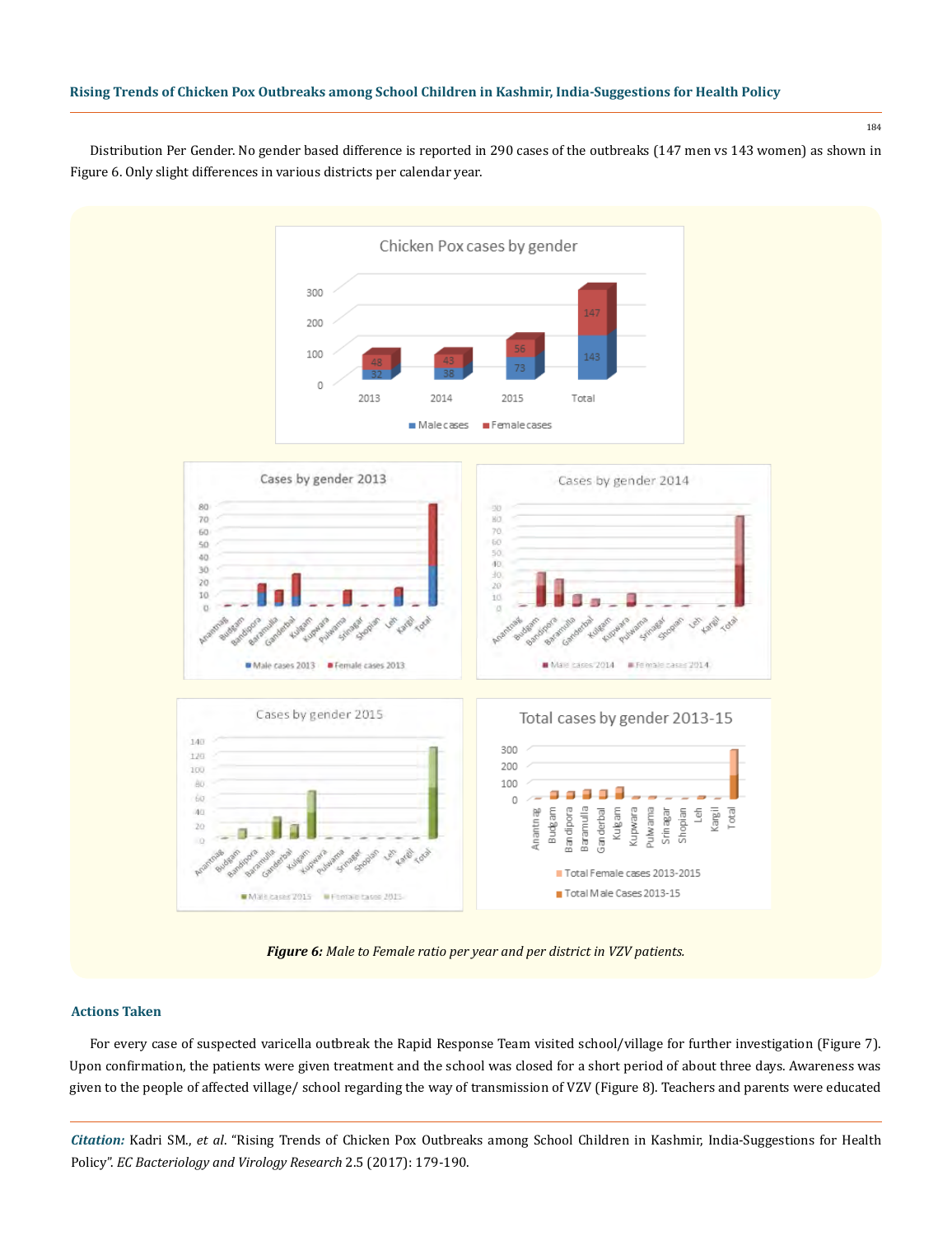Distribution Per Gender. No gender based difference is reported in 290 cases of the outbreaks (147 men vs 143 women) as shown in Figure 6. Only slight differences in various districts per calendar year.

***Figure 6:*** *Male to Female ratio per year and per district in VZV patients.*

### Actions Taken

For every case of suspected varicella outbreak the Rapid Response Team visited school/village for further investigation (Figure 7). Upon confirmation, the patients were given treatment and the school was closed for a short period of about three days. Awareness was given to the people of affected village/ school regarding the way of transmission of VZV (Figure 8). Teachers and parents were educated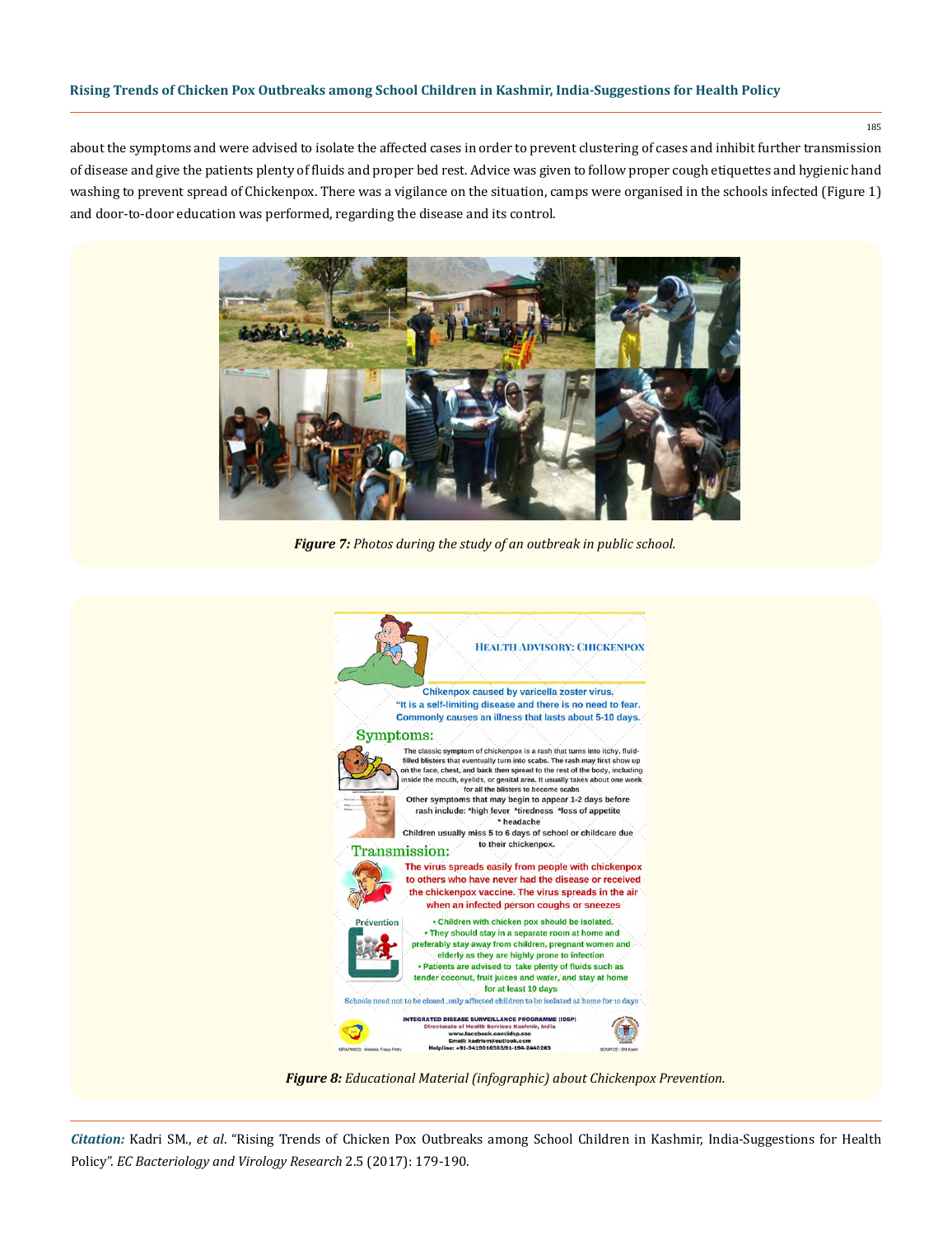about the symptoms and were advised to isolate the affected cases in order to prevent clustering of cases and inhibit further transmission of disease and give the patients plenty of fluids and proper bed rest. Advice was given to follow proper cough etiquettes and hygienic hand washing to prevent spread of Chickenpox. There was a vigilance on the situation, camps were organised in the schools infected (Figure 1) and door-to-door education was performed, regarding the disease and its control.

***Figure 7:*** *Photos during the study of an outbreak in public school.*

***Figure 8:*** *Educational Material (infographic) about Chickenpox Prevention.*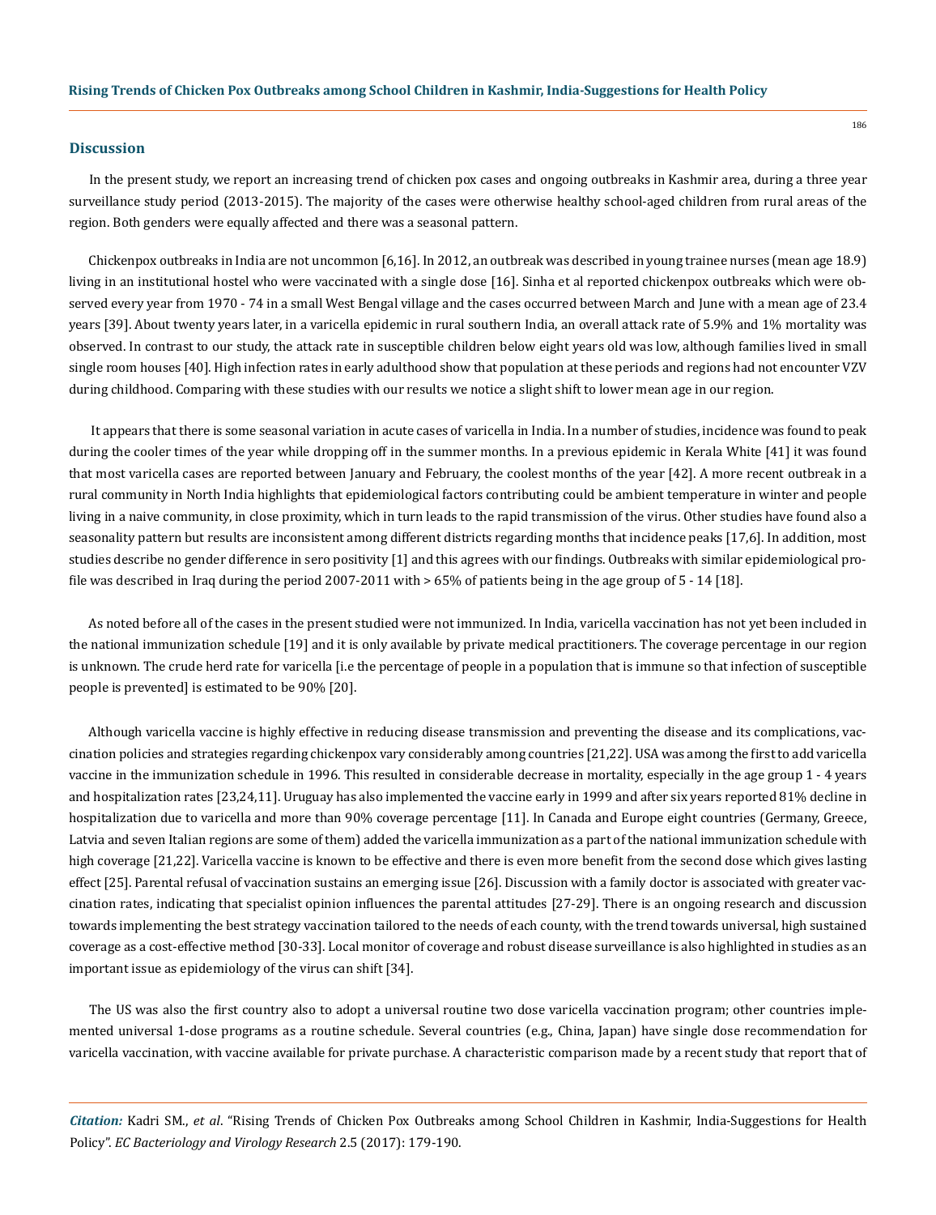## Discussion

In the present study, we report an increasing trend of chicken pox cases and ongoing outbreaks in Kashmir area, during a three year surveillance study period (2013-2015). The majority of the cases were otherwise healthy school-aged children from rural areas of the region. Both genders were equally affected and there was a seasonal pattern.

Chickenpox outbreaks in India are not uncommon [6,16]. In 2012, an outbreak was described in young trainee nurses (mean age 18.9) living in an institutional hostel who were vaccinated with a single dose [16]. Sinha et al reported chickenpox outbreaks which were observed every year from 1970 - 74 in a small West Bengal village and the cases occurred between March and June with a mean age of 23.4 years [39]. About twenty years later, in a varicella epidemic in rural southern India, an overall attack rate of 5.9% and 1% mortality was observed. In contrast to our study, the attack rate in susceptible children below eight years old was low, although families lived in small single room houses [40]. High infection rates in early adulthood show that population at these periods and regions had not encounter VZV during childhood. Comparing with these studies with our results we notice a slight shift to lower mean age in our region.

It appears that there is some seasonal variation in acute cases of varicella in India. In a number of studies, incidence was found to peak during the cooler times of the year while dropping off in the summer months. In a previous epidemic in Kerala White [41] it was found that most varicella cases are reported between January and February, the coolest months of the year [42]. A more recent outbreak in a rural community in North India highlights that epidemiological factors contributing could be ambient temperature in winter and people living in a naive community, in close proximity, which in turn leads to the rapid transmission of the virus. Other studies have found also a seasonality pattern but results are inconsistent among different districts regarding months that incidence peaks [17,6]. In addition, most studies describe no gender difference in sero positivity [1] and this agrees with our findings. Outbreaks with similar epidemiological profile was described in Iraq during the period 2007-2011 with > 65% of patients being in the age group of 5 - 14 [18].

As noted before all of the cases in the present studied were not immunized. In India, varicella vaccination has not yet been included in the national immunization schedule [19] and it is only available by private medical practitioners. The coverage percentage in our region is unknown. The crude herd rate for varicella [i.e the percentage of people in a population that is immune so that infection of susceptible people is prevented] is estimated to be 90% [20].

Although varicella vaccine is highly effective in reducing disease transmission and preventing the disease and its complications, vaccination policies and strategies regarding chickenpox vary considerably among countries [21,22]. USA was among the first to add varicella vaccine in the immunization schedule in 1996. This resulted in considerable decrease in mortality, especially in the age group 1 - 4 years and hospitalization rates [23,24,11]. Uruguay has also implemented the vaccine early in 1999 and after six years reported 81% decline in hospitalization due to varicella and more than 90% coverage percentage [11]. In Canada and Europe eight countries (Germany, Greece, Latvia and seven Italian regions are some of them) added the varicella immunization as a part of the national immunization schedule with high coverage [21,22]. Varicella vaccine is known to be effective and there is even more benefit from the second dose which gives lasting effect [25]. Parental refusal of vaccination sustains an emerging issue [26]. Discussion with a family doctor is associated with greater vaccination rates, indicating that specialist opinion influences the parental attitudes [27-29]. There is an ongoing research and discussion towards implementing the best strategy vaccination tailored to the needs of each county, with the trend towards universal, high sustained coverage as a cost-effective method [30-33]. Local monitor of coverage and robust disease surveillance is also highlighted in studies as an important issue as epidemiology of the virus can shift [34].

The US was also the first country also to adopt a universal routine two dose varicella vaccination program; other countries implemented universal 1-dose programs as a routine schedule. Several countries (e.g., China, Japan) have single dose recommendation for varicella vaccination, with vaccine available for private purchase. A characteristic comparison made by a recent study that report that of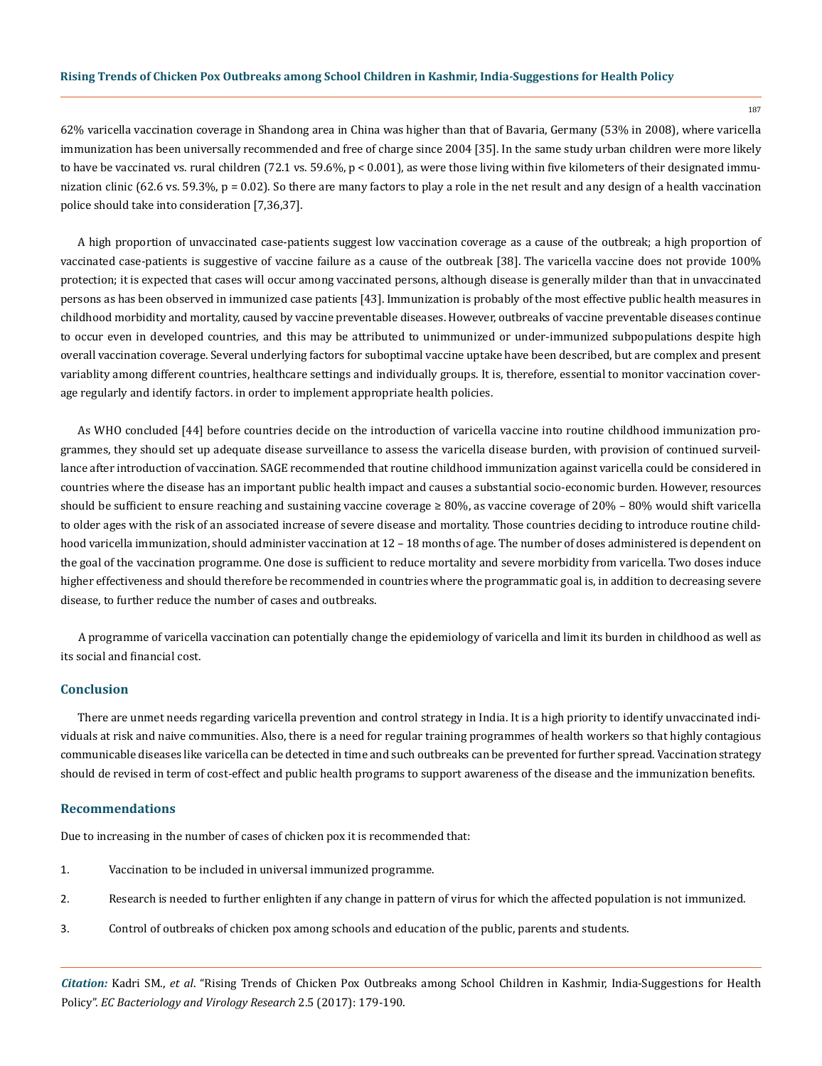62% varicella vaccination coverage in Shandong area in China was higher than that of Bavaria, Germany (53% in 2008), where varicella immunization has been universally recommended and free of charge since 2004 [35]. In the same study urban children were more likely to have be vaccinated vs. rural children (72.1 vs. 59.6%, $p < 0.001$), as were those living within five kilometers of their designated immunization clinic (62.6 vs. 59.3%, $p = 0.02$). So there are many factors to play a role in the net result and any design of a health vaccination police should take into consideration [7,36,37].

A high proportion of unvaccinated case-patients suggest low vaccination coverage as a cause of the outbreak; a high proportion of vaccinated case-patients is suggestive of vaccine failure as a cause of the outbreak [38]. The varicella vaccine does not provide 100% protection; it is expected that cases will occur among vaccinated persons, although disease is generally milder than that in unvaccinated persons as has been observed in immunized case patients [43]. Immunization is probably of the most effective public health measures in childhood morbidity and mortality, caused by vaccine preventable diseases. However, outbreaks of vaccine preventable diseases continue to occur even in developed countries, and this may be attributed to unimmunized or under-immunized subpopulations despite high overall vaccination coverage. Several underlying factors for suboptimal vaccine uptake have been described, but are complex and present variablity among different countries, healthcare settings and individually groups. It is, therefore, essential to monitor vaccination coverage regularly and identify factors. in order to implement appropriate health policies.

As WHO concluded [44] before countries decide on the introduction of varicella vaccine into routine childhood immunization programmes, they should set up adequate disease surveillance to assess the varicella disease burden, with provision of continued surveillance after introduction of vaccination. SAGE recommended that routine childhood immunization against varicella could be considered in countries where the disease has an important public health impact and causes a substantial socio-economic burden. However, resources should be sufficient to ensure reaching and sustaining vaccine coverage ≥ 80%, as vaccine coverage of 20% – 80% would shift varicella to older ages with the risk of an associated increase of severe disease and mortality. Those countries deciding to introduce routine childhood varicella immunization, should administer vaccination at 12 – 18 months of age. The number of doses administered is dependent on the goal of the vaccination programme. One dose is sufficient to reduce mortality and severe morbidity from varicella. Two doses induce higher effectiveness and should therefore be recommended in countries where the programmatic goal is, in addition to decreasing severe disease, to further reduce the number of cases and outbreaks.

A programme of varicella vaccination can potentially change the epidemiology of varicella and limit its burden in childhood as well as its social and financial cost.

## Conclusion

There are unmet needs regarding varicella prevention and control strategy in India. It is a high priority to identify unvaccinated individuals at risk and naive communities. Also, there is a need for regular training programmes of health workers so that highly contagious communicable diseases like varicella can be detected in time and such outbreaks can be prevented for further spread. Vaccination strategy should de revised in term of cost-effect and public health programs to support awareness of the disease and the immunization benefits.

## Recommendations

Due to increasing in the number of cases of chicken pox it is recommended that:

1. Vaccination to be included in universal immunized programme.
2. Research is needed to further enlighten if any change in pattern of virus for which the affected population is not immunized.
3. Control of outbreaks of chicken pox among schools and education of the public, parents and students.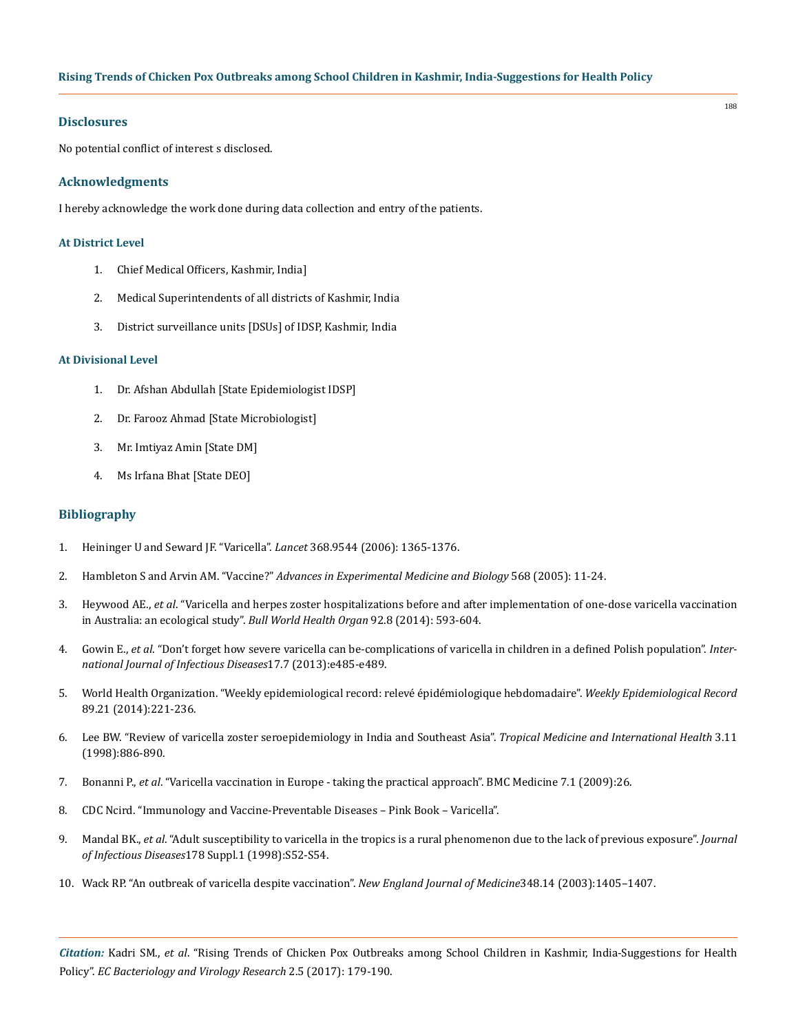## Disclosures

No potential conflict of interest s disclosed.

## Acknowledgments

I hereby acknowledge the work done during data collection and entry of the patients.

### At District Level

1. Chief Medical Officers, Kashmir, India]
2. Medical Superintendents of all districts of Kashmir, India
3. District surveillance units [DSUs] of IDSP, Kashmir, India

### At Divisional Level

1. Dr. Afshan Abdullah [State Epidemiologist IDSP]
2. Dr. Farooz Ahmad [State Microbiologist]
3. Mr. Imtiyaz Amin [State DM]
4. Ms Irfana Bhat [State DEO]

## Bibliography

1. Heininger U and Seward JF. "Varicella". *Lancet* 368.9544 (2006): 1365-1376.
2. Hambleton S and Arvin AM. "Vaccine?" *Advances in Experimental Medicine and Biology* 568 (2005): 11-24.
3. Heywood AE., *et al*. "Varicella and herpes zoster hospitalizations before and after implementation of one-dose varicella vaccination in Australia: an ecological study". *Bull World Health Organ* 92.8 (2014): 593-604.
4. Gowin E., *et al*. "Don't forget how severe varicella can be-complications of varicella in children in a defined Polish population". *International Journal of Infectious Diseases*17.7 (2013):e485-e489.
5. World Health Organization. "Weekly epidemiological record: relevé épidémiologique hebdomadaire". *Weekly Epidemiological Record* 89.21 (2014):221-236.
6. Lee BW. "Review of varicella zoster seroepidemiology in India and Southeast Asia". *Tropical Medicine and International Health* 3.11 (1998):886-890.
7. Bonanni P., *et al*. "Varicella vaccination in Europe - taking the practical approach". BMC Medicine 7.1 (2009):26.
8. CDC Ncird. "Immunology and Vaccine-Preventable Diseases – Pink Book – Varicella".
9. Mandal BK., *et al*. "Adult susceptibility to varicella in the tropics is a rural phenomenon due to the lack of previous exposure". *Journal of Infectious Diseases*178 Suppl.1 (1998):S52-S54.
10. Wack RP. "An outbreak of varicella despite vaccination". *New England Journal of Medicine*348.14 (2003):1405–1407.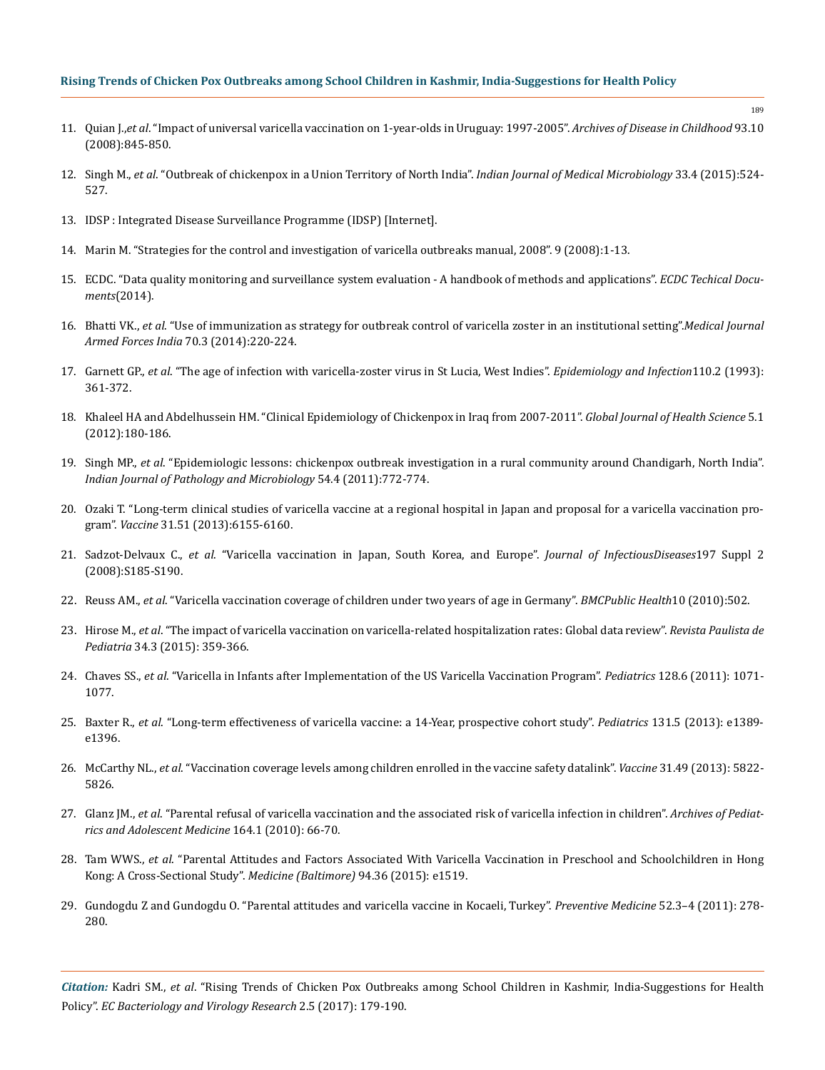11. Quian J.,*et al*. "Impact of universal varicella vaccination on 1-year-olds in Uruguay: 1997-2005". *Archives of Disease in Childhood* 93.10 (2008):845-850.

12. Singh M., *et al*. "Outbreak of chickenpox in a Union Territory of North India". *Indian Journal of Medical Microbiology* 33.4 (2015):524-527.

13. IDSP : Integrated Disease Surveillance Programme (IDSP) [Internet].

14. Marin M. "Strategies for the control and investigation of varicella outbreaks manual, 2008". 9 (2008):1-13.

15. ECDC. "Data quality monitoring and surveillance system evaluation - A handbook of methods and applications". *ECDC Techical Documents*(2014).

16. Bhatti VK., *et al*. "Use of immunization as strategy for outbreak control of varicella zoster in an institutional setting".*Medical Journal Armed Forces India* 70.3 (2014):220-224.

17. Garnett GP., *et al*. "The age of infection with varicella-zoster virus in St Lucia, West Indies". *Epidemiology and Infection*110.2 (1993): 361-372.

18. Khaleel HA and Abdelhussein HM. "Clinical Epidemiology of Chickenpox in Iraq from 2007-2011". *Global Journal of Health Science* 5.1 (2012):180-186.

19. Singh MP., *et al*. "Epidemiologic lessons: chickenpox outbreak investigation in a rural community around Chandigarh, North India". *Indian Journal of Pathology and Microbiology* 54.4 (2011):772-774.

20. Ozaki T. "Long-term clinical studies of varicella vaccine at a regional hospital in Japan and proposal for a varicella vaccination program". *Vaccine* 31.51 (2013):6155-6160.

21. Sadzot-Delvaux C., *et al*. "Varicella vaccination in Japan, South Korea, and Europe". *Journal of InfectiousDiseases*197 Suppl 2 (2008):S185-S190.

22. Reuss AM., *et al*. "Varicella vaccination coverage of children under two years of age in Germany". *BMCPublic Health*10 (2010):502.

23. Hirose M., *et al*. "The impact of varicella vaccination on varicella-related hospitalization rates: Global data review". *Revista Paulista de Pediatria* 34.3 (2015): 359-366.

24. Chaves SS., *et al*. "Varicella in Infants after Implementation of the US Varicella Vaccination Program". *Pediatrics* 128.6 (2011): 1071-1077.

25. Baxter R., *et al*. "Long-term effectiveness of varicella vaccine: a 14-Year, prospective cohort study". *Pediatrics* 131.5 (2013): e1389-e1396.

26. McCarthy NL., *et al*. "Vaccination coverage levels among children enrolled in the vaccine safety datalink". *Vaccine* 31.49 (2013): 5822-5826.

27. Glanz JM., *et al*. "Parental refusal of varicella vaccination and the associated risk of varicella infection in children". *Archives of Pediatrics and Adolescent Medicine* 164.1 (2010): 66-70.

28. Tam WWS., *et al*. "Parental Attitudes and Factors Associated With Varicella Vaccination in Preschool and Schoolchildren in Hong Kong: A Cross-Sectional Study". *Medicine (Baltimore)* 94.36 (2015): e1519.

29. Gundogdu Z and Gundogdu O. "Parental attitudes and varicella vaccine in Kocaeli, Turkey". *Preventive Medicine* 52.3–4 (2011): 278-280.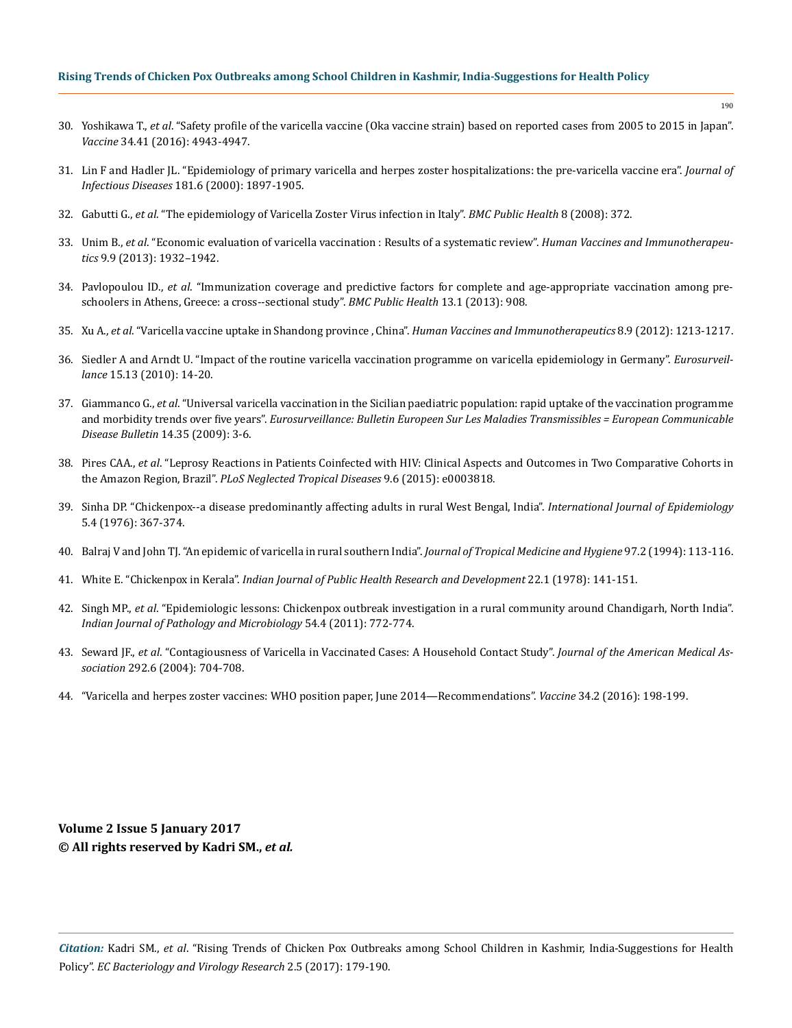30. Yoshikawa T., *et al*. "Safety profile of the varicella vaccine (Oka vaccine strain) based on reported cases from 2005 to 2015 in Japan". *Vaccine* 34.41 (2016): 4943-4947.

31. Lin F and Hadler JL. "Epidemiology of primary varicella and herpes zoster hospitalizations: the pre-varicella vaccine era". *Journal of Infectious Diseases* 181.6 (2000): 1897-1905.

32. Gabutti G., *et al*. "The epidemiology of Varicella Zoster Virus infection in Italy". *BMC Public Health* 8 (2008): 372.

33. Unim B., *et al*. "Economic evaluation of varicella vaccination : Results of a systematic review". *Human Vaccines and Immunotherapeutics* 9.9 (2013): 1932–1942.

34. Pavlopoulou ID., *et al*. "Immunization coverage and predictive factors for complete and age-appropriate vaccination among preschoolers in Athens, Greece: a cross--sectional study". *BMC Public Health* 13.1 (2013): 908.

35. Xu A., *et al*. "Varicella vaccine uptake in Shandong province , China". *Human Vaccines and Immunotherapeutics* 8.9 (2012): 1213-1217.

36. Siedler A and Arndt U. "Impact of the routine varicella vaccination programme on varicella epidemiology in Germany". *Eurosurveillance* 15.13 (2010): 14-20.

37. Giammanco G., *et al*. "Universal varicella vaccination in the Sicilian paediatric population: rapid uptake of the vaccination programme and morbidity trends over five years". *Eurosurveillance: Bulletin Europeen Sur Les Maladies Transmissibles = European Communicable Disease Bulletin* 14.35 (2009): 3-6.

38. Pires CAA., *et al*. "Leprosy Reactions in Patients Coinfected with HIV: Clinical Aspects and Outcomes in Two Comparative Cohorts in the Amazon Region, Brazil". *PLoS Neglected Tropical Diseases* 9.6 (2015): e0003818.

39. Sinha DP. "Chickenpox--a disease predominantly affecting adults in rural West Bengal, India". *International Journal of Epidemiology* 5.4 (1976): 367-374.

40. Balraj V and John TJ. "An epidemic of varicella in rural southern India". *Journal of Tropical Medicine and Hygiene* 97.2 (1994): 113-116.

41. White E. "Chickenpox in Kerala". *Indian Journal of Public Health Research and Development* 22.1 (1978): 141-151.

42. Singh MP., *et al*. "Epidemiologic lessons: Chickenpox outbreak investigation in a rural community around Chandigarh, North India". *Indian Journal of Pathology and Microbiology* 54.4 (2011): 772-774.

43. Seward JF., *et al*. "Contagiousness of Varicella in Vaccinated Cases: A Household Contact Study". *Journal of the American Medical Association* 292.6 (2004): 704-708.

44. "Varicella and herpes zoster vaccines: WHO position paper, June 2014—Recommendations". *Vaccine* 34.2 (2016): 198-199.

**Volume 2 Issue 5 January 2017**
**© All rights reserved by Kadri SM., *et al.***